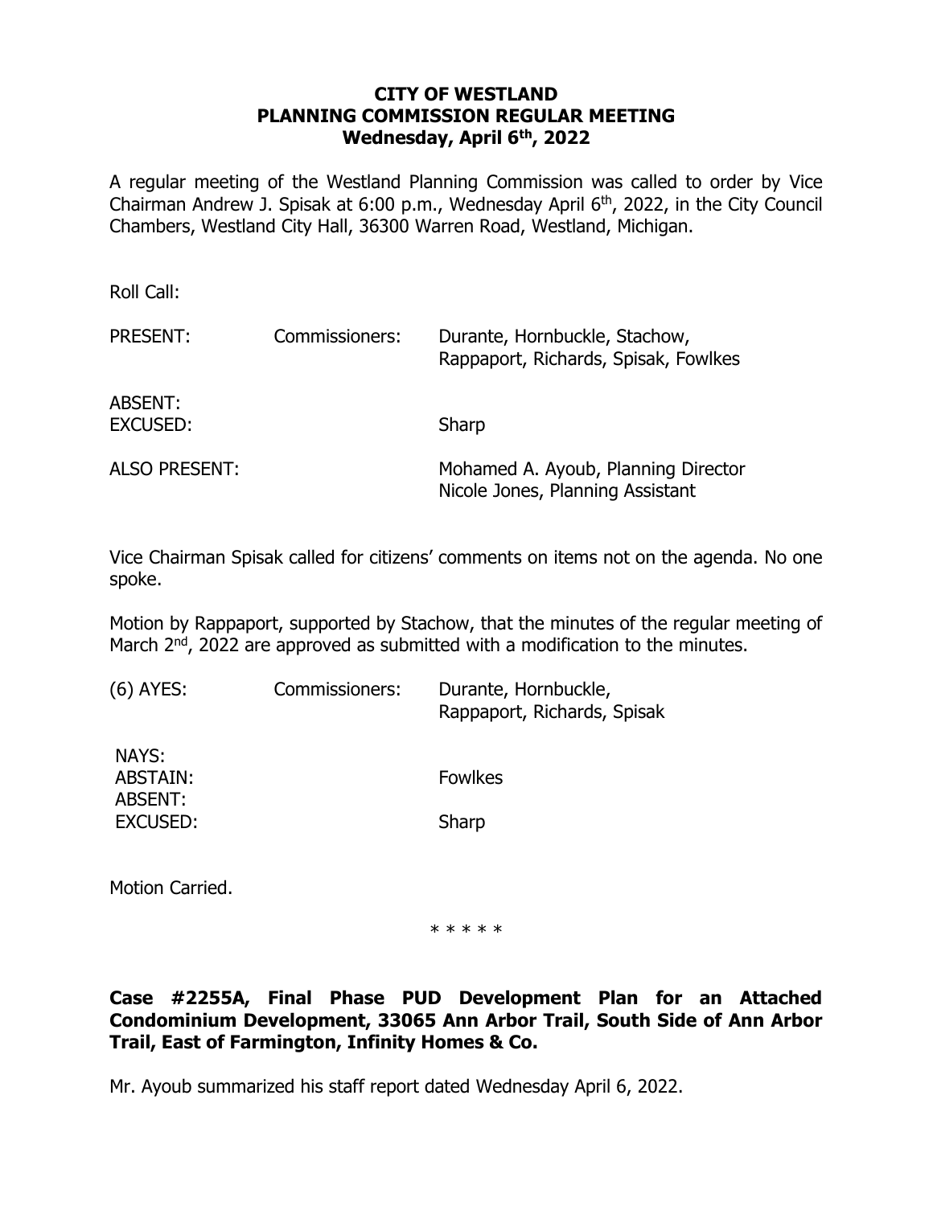# CITY OF WESTLAND
## PLANNING COMMISSION REGULAR MEETING
### Wednesday, April 6th, 2022

A regular meeting of the Westland Planning Commission was called to order by Vice Chairman Andrew J. Spisak at 6:00 p.m., Wednesday April 6th, 2022, in the City Council Chambers, Westland City Hall, 36300 Warren Road, Westland, Michigan.

Roll Call:

| | | |
|---|---|---|
| PRESENT: | Commissioners: | Durante, Hornbuckle, Stachow, Rappaport, Richards, Spisak, Fowlkes |
| ABSENT: | | |
| EXCUSED: | | Sharp |
| ALSO PRESENT: | | Mohamed A. Ayoub, Planning Director<br>Nicole Jones, Planning Assistant |

Vice Chairman Spisak called for citizens' comments on items not on the agenda. No one spoke.

Motion by Rappaport, supported by Stachow, that the minutes of the regular meeting of March 2nd, 2022 are approved as submitted with a modification to the minutes.

| | | |
|---|---|---|
| (6) AYES: | Commissioners: | Durante, Hornbuckle, Rappaport, Richards, Spisak |
| NAYS: | | |
| ABSTAIN: | | Fowlkes |
| ABSENT: | | |
| EXCUSED: | | Sharp |

Motion Carried.

\* \* \* \* \*

**Case #2255A, Final Phase PUD Development Plan for an Attached Condominium Development, 33065 Ann Arbor Trail, South Side of Ann Arbor Trail, East of Farmington, Infinity Homes & Co.**

Mr. Ayoub summarized his staff report dated Wednesday April 6, 2022.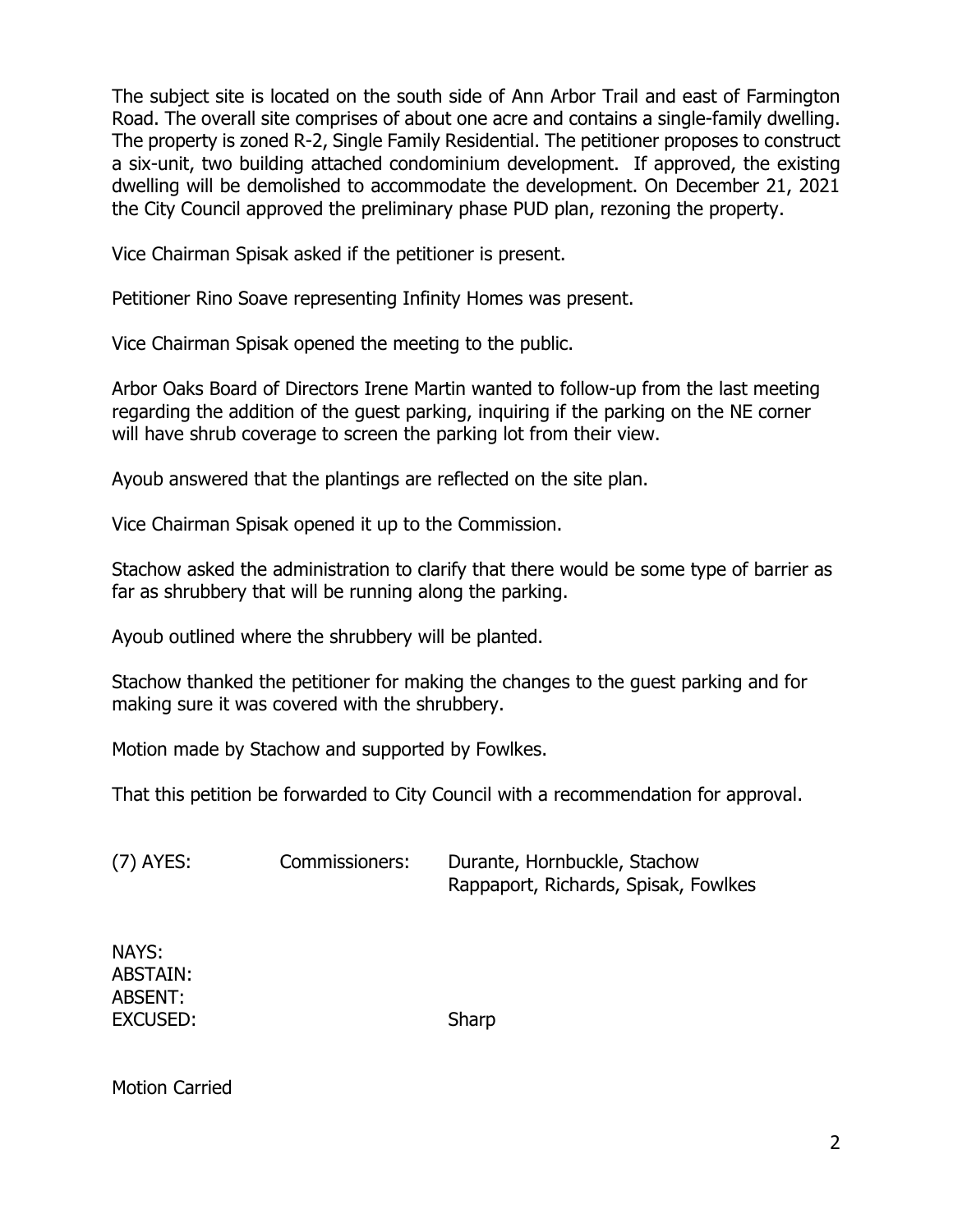The subject site is located on the south side of Ann Arbor Trail and east of Farmington Road. The overall site comprises of about one acre and contains a single-family dwelling. The property is zoned R-2, Single Family Residential. The petitioner proposes to construct a six-unit, two building attached condominium development. If approved, the existing dwelling will be demolished to accommodate the development. On December 21, 2021 the City Council approved the preliminary phase PUD plan, rezoning the property.

Vice Chairman Spisak asked if the petitioner is present.

Petitioner Rino Soave representing Infinity Homes was present.

Vice Chairman Spisak opened the meeting to the public.

Arbor Oaks Board of Directors Irene Martin wanted to follow-up from the last meeting regarding the addition of the guest parking, inquiring if the parking on the NE corner will have shrub coverage to screen the parking lot from their view.

Ayoub answered that the plantings are reflected on the site plan.

Vice Chairman Spisak opened it up to the Commission.

Stachow asked the administration to clarify that there would be some type of barrier as far as shrubbery that will be running along the parking.

Ayoub outlined where the shrubbery will be planted.

Stachow thanked the petitioner for making the changes to the guest parking and for making sure it was covered with the shrubbery.

Motion made by Stachow and supported by Fowlkes.

That this petition be forwarded to City Council with a recommendation for approval.

| | | |
|---|---|---|
| (7) AYES: | Commissioners: | Durante, Hornbuckle, Stachow Rappaport, Richards, Spisak, Fowlkes |
| NAYS: | | |
| ABSTAIN: | | |
| ABSENT: | | |
| EXCUSED: | | Sharp |

Motion Carried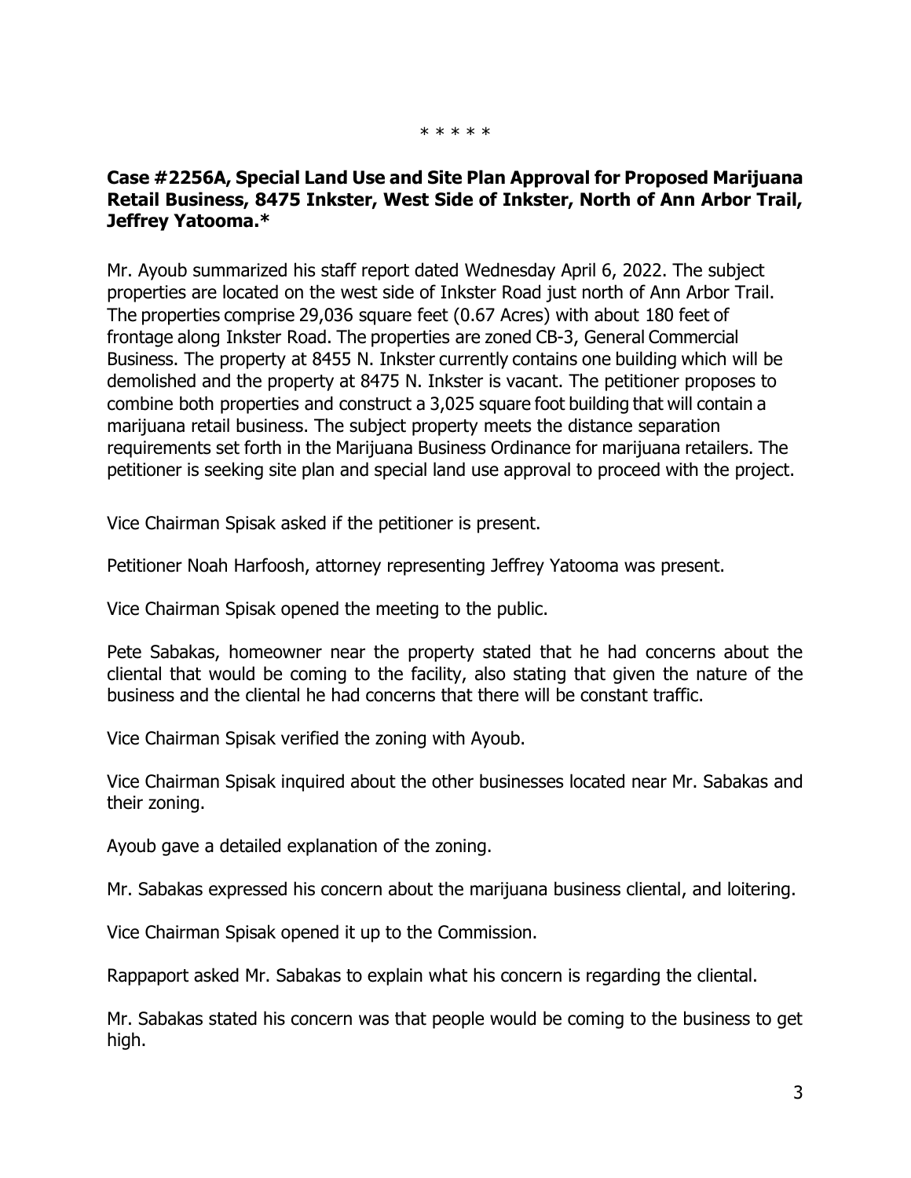\* \* \* \* \*

**Case #2256A, Special Land Use and Site Plan Approval for Proposed Marijuana Retail Business, 8475 Inkster, West Side of Inkster, North of Ann Arbor Trail, Jeffrey Yatooma.\***

Mr. Ayoub summarized his staff report dated Wednesday April 6, 2022. The subject properties are located on the west side of Inkster Road just north of Ann Arbor Trail. The properties comprise 29,036 square feet (0.67 Acres) with about 180 feet of frontage along Inkster Road. The properties are zoned CB-3, General Commercial Business. The property at 8455 N. Inkster currently contains one building which will be demolished and the property at 8475 N. Inkster is vacant. The petitioner proposes to combine both properties and construct a 3,025 square foot building that will contain a marijuana retail business. The subject property meets the distance separation requirements set forth in the Marijuana Business Ordinance for marijuana retailers. The petitioner is seeking site plan and special land use approval to proceed with the project.

Vice Chairman Spisak asked if the petitioner is present.

Petitioner Noah Harfoosh, attorney representing Jeffrey Yatooma was present.

Vice Chairman Spisak opened the meeting to the public.

Pete Sabakas, homeowner near the property stated that he had concerns about the cliental that would be coming to the facility, also stating that given the nature of the business and the cliental he had concerns that there will be constant traffic.

Vice Chairman Spisak verified the zoning with Ayoub.

Vice Chairman Spisak inquired about the other businesses located near Mr. Sabakas and their zoning.

Ayoub gave a detailed explanation of the zoning.

Mr. Sabakas expressed his concern about the marijuana business cliental, and loitering.

Vice Chairman Spisak opened it up to the Commission.

Rappaport asked Mr. Sabakas to explain what his concern is regarding the cliental.

Mr. Sabakas stated his concern was that people would be coming to the business to get high.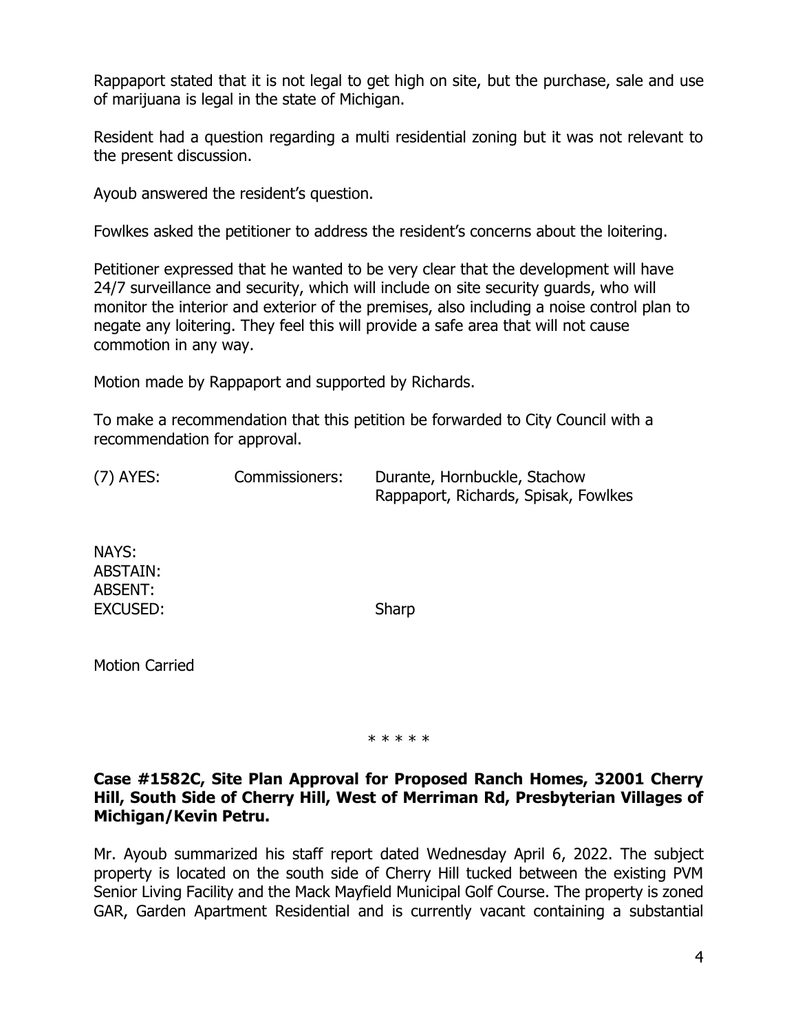Rappaport stated that it is not legal to get high on site, but the purchase, sale and use of marijuana is legal in the state of Michigan.

Resident had a question regarding a multi residential zoning but it was not relevant to the present discussion.

Ayoub answered the resident's question.

Fowlkes asked the petitioner to address the resident's concerns about the loitering.

Petitioner expressed that he wanted to be very clear that the development will have 24/7 surveillance and security, which will include on site security guards, who will monitor the interior and exterior of the premises, also including a noise control plan to negate any loitering. They feel this will provide a safe area that will not cause commotion in any way.

Motion made by Rappaport and supported by Richards.

To make a recommendation that this petition be forwarded to City Council with a recommendation for approval.

| | | |
|---|---|---|
| (7) AYES: | Commissioners: | Durante, Hornbuckle, Stachow<br>Rappaport, Richards, Spisak, Fowlkes |
| NAYS: | | |
| ABSTAIN: | | |
| ABSENT: | | |
| EXCUSED: | | Sharp |

Motion Carried

\* \* \* \* \*

**Case #1582C, Site Plan Approval for Proposed Ranch Homes, 32001 Cherry Hill, South Side of Cherry Hill, West of Merriman Rd, Presbyterian Villages of Michigan/Kevin Petru.**

Mr. Ayoub summarized his staff report dated Wednesday April 6, 2022. The subject property is located on the south side of Cherry Hill tucked between the existing PVM Senior Living Facility and the Mack Mayfield Municipal Golf Course. The property is zoned GAR, Garden Apartment Residential and is currently vacant containing a substantial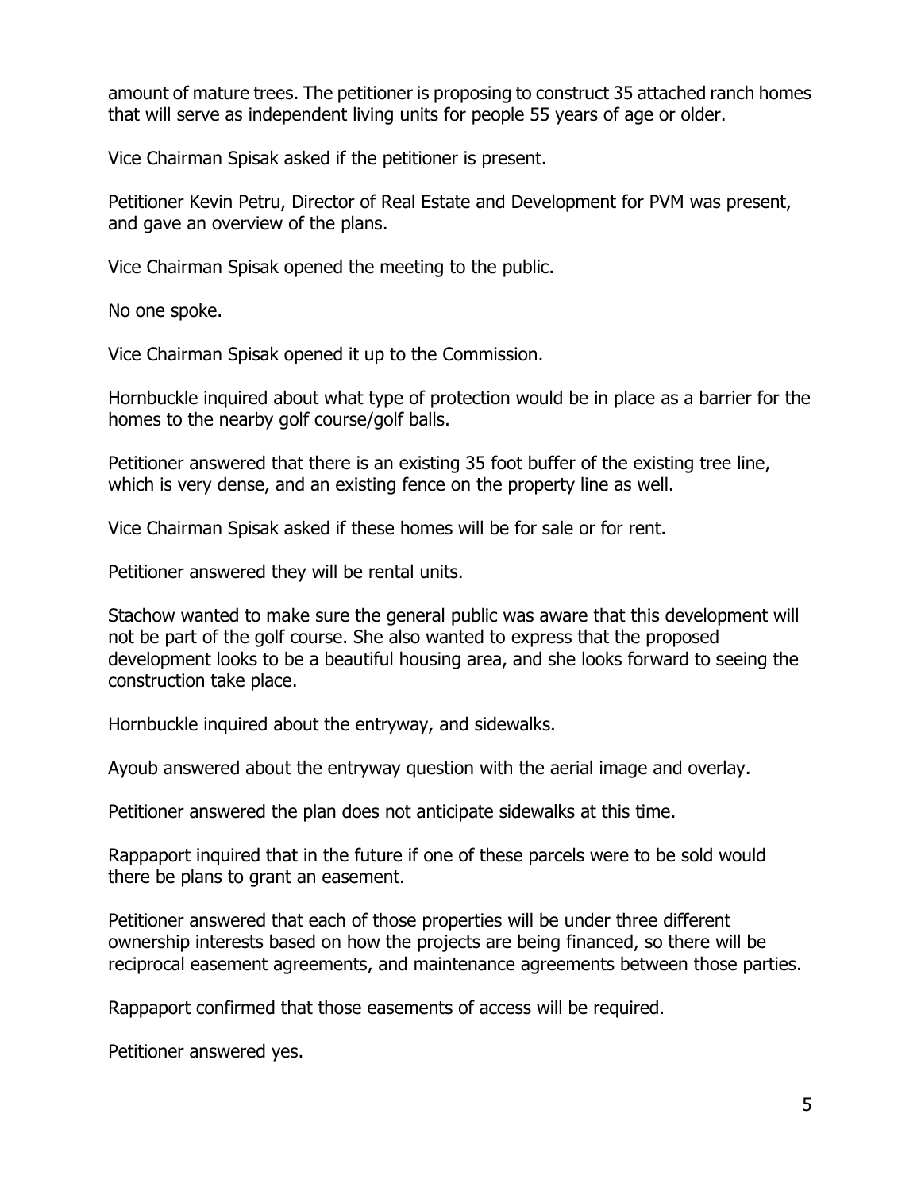amount of mature trees. The petitioner is proposing to construct 35 attached ranch homes that will serve as independent living units for people 55 years of age or older.

Vice Chairman Spisak asked if the petitioner is present.

Petitioner Kevin Petru, Director of Real Estate and Development for PVM was present, and gave an overview of the plans.

Vice Chairman Spisak opened the meeting to the public.

No one spoke.

Vice Chairman Spisak opened it up to the Commission.

Hornbuckle inquired about what type of protection would be in place as a barrier for the homes to the nearby golf course/golf balls.

Petitioner answered that there is an existing 35 foot buffer of the existing tree line, which is very dense, and an existing fence on the property line as well.

Vice Chairman Spisak asked if these homes will be for sale or for rent.

Petitioner answered they will be rental units.

Stachow wanted to make sure the general public was aware that this development will not be part of the golf course. She also wanted to express that the proposed development looks to be a beautiful housing area, and she looks forward to seeing the construction take place.

Hornbuckle inquired about the entryway, and sidewalks.

Ayoub answered about the entryway question with the aerial image and overlay.

Petitioner answered the plan does not anticipate sidewalks at this time.

Rappaport inquired that in the future if one of these parcels were to be sold would there be plans to grant an easement.

Petitioner answered that each of those properties will be under three different ownership interests based on how the projects are being financed, so there will be reciprocal easement agreements, and maintenance agreements between those parties.

Rappaport confirmed that those easements of access will be required.

Petitioner answered yes.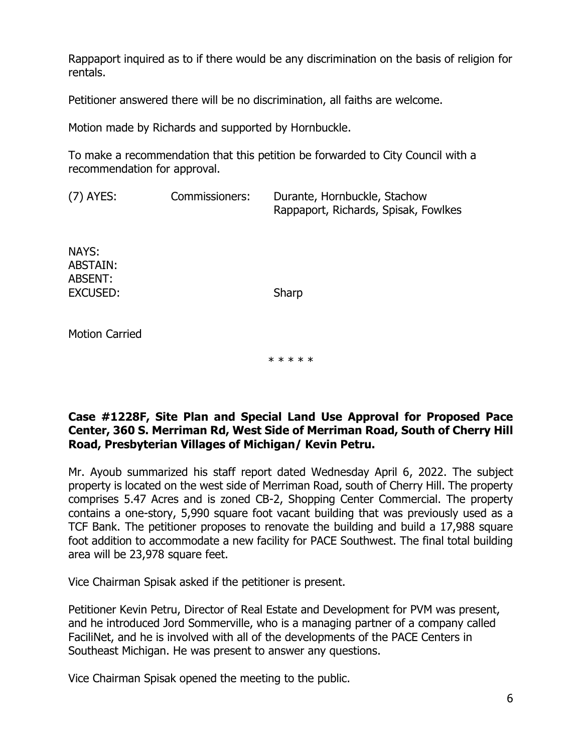Rappaport inquired as to if there would be any discrimination on the basis of religion for rentals.

Petitioner answered there will be no discrimination, all faiths are welcome.

Motion made by Richards and supported by Hornbuckle.

To make a recommendation that this petition be forwarded to City Council with a recommendation for approval.

(7) AYES: Commissioners: Durante, Hornbuckle, Stachow Rappaport, Richards, Spisak, Fowlkes

NAYS:
ABSTAIN:
ABSENT:
EXCUSED: Sharp

Motion Carried

\* \* \* \* \*

**Case #1228F, Site Plan and Special Land Use Approval for Proposed Pace Center, 360 S. Merriman Rd, West Side of Merriman Road, South of Cherry Hill Road, Presbyterian Villages of Michigan/ Kevin Petru.**

Mr. Ayoub summarized his staff report dated Wednesday April 6, 2022. The subject property is located on the west side of Merriman Road, south of Cherry Hill. The property comprises 5.47 Acres and is zoned CB-2, Shopping Center Commercial. The property contains a one-story, 5,990 square foot vacant building that was previously used as a TCF Bank. The petitioner proposes to renovate the building and build a 17,988 square foot addition to accommodate a new facility for PACE Southwest. The final total building area will be 23,978 square feet.

Vice Chairman Spisak asked if the petitioner is present.

Petitioner Kevin Petru, Director of Real Estate and Development for PVM was present, and he introduced Jord Sommerville, who is a managing partner of a company called FaciliNet, and he is involved with all of the developments of the PACE Centers in Southeast Michigan. He was present to answer any questions.

Vice Chairman Spisak opened the meeting to the public.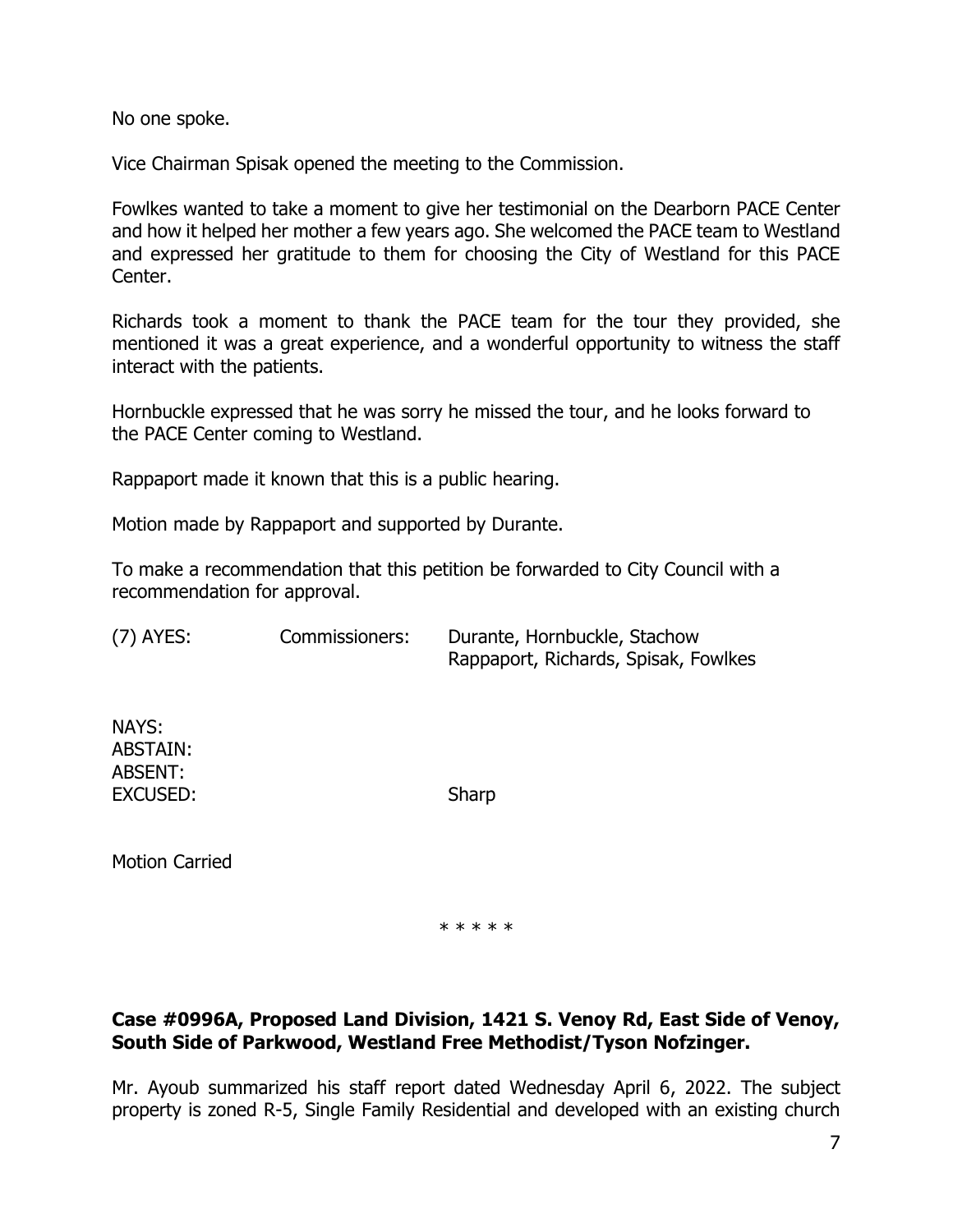No one spoke.

Vice Chairman Spisak opened the meeting to the Commission.

Fowlkes wanted to take a moment to give her testimonial on the Dearborn PACE Center and how it helped her mother a few years ago. She welcomed the PACE team to Westland and expressed her gratitude to them for choosing the City of Westland for this PACE Center.

Richards took a moment to thank the PACE team for the tour they provided, she mentioned it was a great experience, and a wonderful opportunity to witness the staff interact with the patients.

Hornbuckle expressed that he was sorry he missed the tour, and he looks forward to the PACE Center coming to Westland.

Rappaport made it known that this is a public hearing.

Motion made by Rappaport and supported by Durante.

To make a recommendation that this petition be forwarded to City Council with a recommendation for approval.

(7) AYES: Commissioners: Durante, Hornbuckle, Stachow Rappaport, Richards, Spisak, Fowlkes

NAYS:
ABSTAIN:
ABSENT:
EXCUSED: Sharp

Motion Carried

\* \* \* \* \*

**Case #0996A, Proposed Land Division, 1421 S. Venoy Rd, East Side of Venoy, South Side of Parkwood, Westland Free Methodist/Tyson Nofzinger.**

Mr. Ayoub summarized his staff report dated Wednesday April 6, 2022. The subject property is zoned R-5, Single Family Residential and developed with an existing church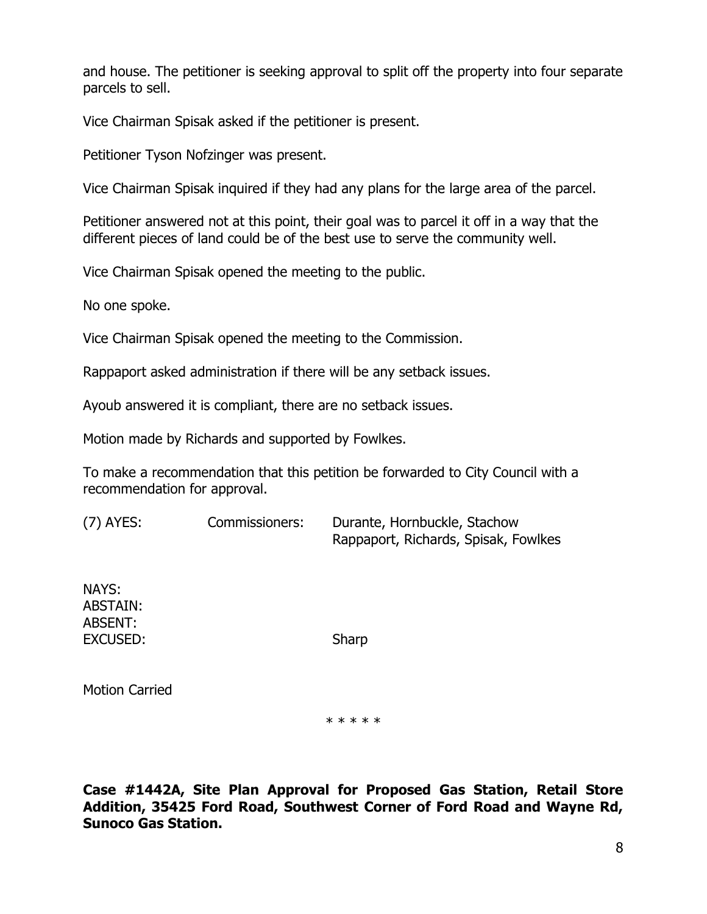and house. The petitioner is seeking approval to split off the property into four separate parcels to sell.

Vice Chairman Spisak asked if the petitioner is present.

Petitioner Tyson Nofzinger was present.

Vice Chairman Spisak inquired if they had any plans for the large area of the parcel.

Petitioner answered not at this point, their goal was to parcel it off in a way that the different pieces of land could be of the best use to serve the community well.

Vice Chairman Spisak opened the meeting to the public.

No one spoke.

Vice Chairman Spisak opened the meeting to the Commission.

Rappaport asked administration if there will be any setback issues.

Ayoub answered it is compliant, there are no setback issues.

Motion made by Richards and supported by Fowlkes.

To make a recommendation that this petition be forwarded to City Council with a recommendation for approval.

(7) AYES: Commissioners: Durante, Hornbuckle, Stachow Rappaport, Richards, Spisak, Fowlkes

NAYS:
ABSTAIN:
ABSENT:
EXCUSED: Sharp

Motion Carried

\* \* \* \* \*

**Case #1442A, Site Plan Approval for Proposed Gas Station, Retail Store Addition, 35425 Ford Road, Southwest Corner of Ford Road and Wayne Rd, Sunoco Gas Station.**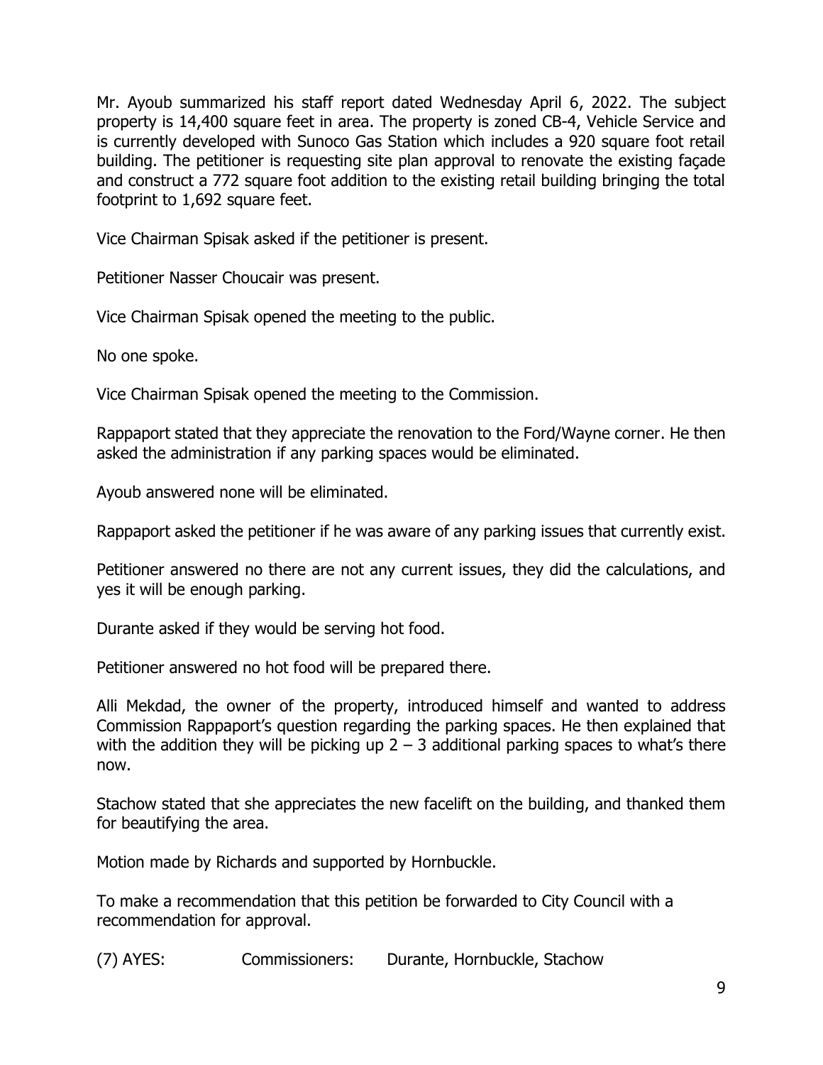Mr. Ayoub summarized his staff report dated Wednesday April 6, 2022. The subject property is 14,400 square feet in area. The property is zoned CB-4, Vehicle Service and is currently developed with Sunoco Gas Station which includes a 920 square foot retail building. The petitioner is requesting site plan approval to renovate the existing façade and construct a 772 square foot addition to the existing retail building bringing the total footprint to 1,692 square feet.

Vice Chairman Spisak asked if the petitioner is present.

Petitioner Nasser Choucair was present.

Vice Chairman Spisak opened the meeting to the public.

No one spoke.

Vice Chairman Spisak opened the meeting to the Commission.

Rappaport stated that they appreciate the renovation to the Ford/Wayne corner. He then asked the administration if any parking spaces would be eliminated.

Ayoub answered none will be eliminated.

Rappaport asked the petitioner if he was aware of any parking issues that currently exist.

Petitioner answered no there are not any current issues, they did the calculations, and yes it will be enough parking.

Durante asked if they would be serving hot food.

Petitioner answered no hot food will be prepared there.

Alli Mekdad, the owner of the property, introduced himself and wanted to address Commission Rappaport's question regarding the parking spaces. He then explained that with the addition they will be picking up 2 – 3 additional parking spaces to what's there now.

Stachow stated that she appreciates the new facelift on the building, and thanked them for beautifying the area.

Motion made by Richards and supported by Hornbuckle.

To make a recommendation that this petition be forwarded to City Council with a recommendation for approval.

(7) AYES: Commissioners: Durante, Hornbuckle, Stachow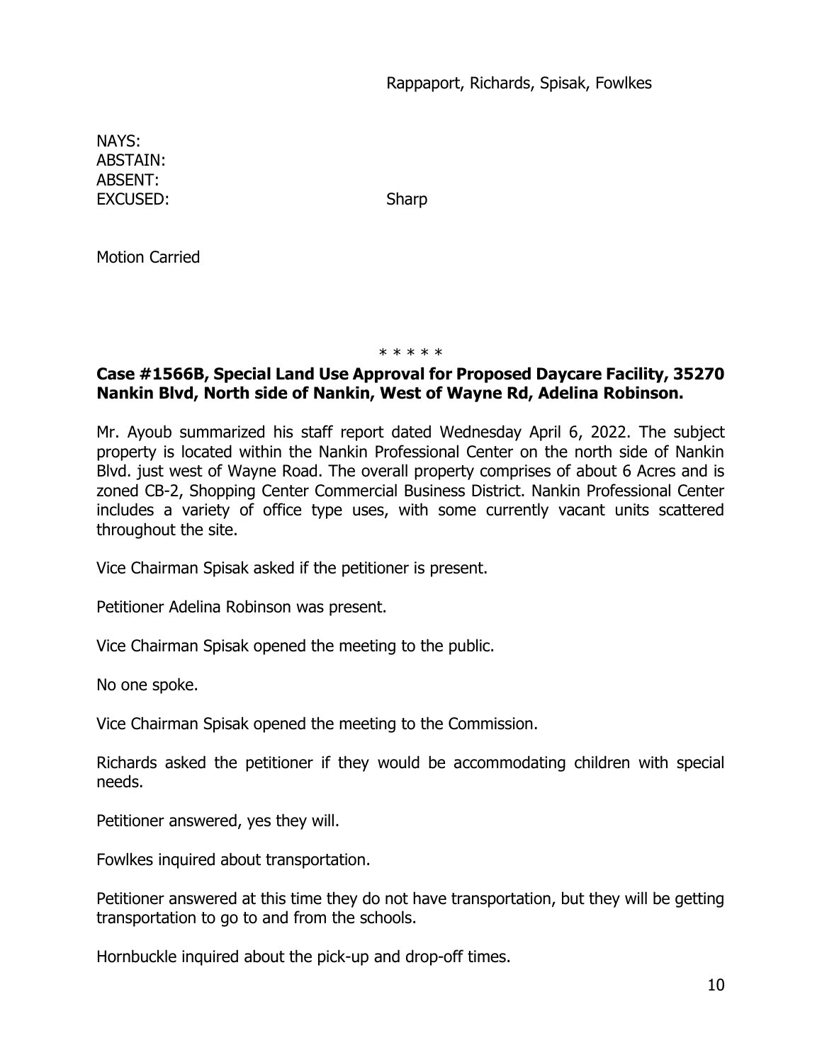Rappaport, Richards, Spisak, Fowlkes

NAYS:
ABSTAIN:
ABSENT:
EXCUSED: Sharp

Motion Carried

\* \* \* \* \*

**Case #1566B, Special Land Use Approval for Proposed Daycare Facility, 35270 Nankin Blvd, North side of Nankin, West of Wayne Rd, Adelina Robinson.**

Mr. Ayoub summarized his staff report dated Wednesday April 6, 2022. The subject property is located within the Nankin Professional Center on the north side of Nankin Blvd. just west of Wayne Road. The overall property comprises of about 6 Acres and is zoned CB-2, Shopping Center Commercial Business District. Nankin Professional Center includes a variety of office type uses, with some currently vacant units scattered throughout the site.

Vice Chairman Spisak asked if the petitioner is present.

Petitioner Adelina Robinson was present.

Vice Chairman Spisak opened the meeting to the public.

No one spoke.

Vice Chairman Spisak opened the meeting to the Commission.

Richards asked the petitioner if they would be accommodating children with special needs.

Petitioner answered, yes they will.

Fowlkes inquired about transportation.

Petitioner answered at this time they do not have transportation, but they will be getting transportation to go to and from the schools.

Hornbuckle inquired about the pick-up and drop-off times.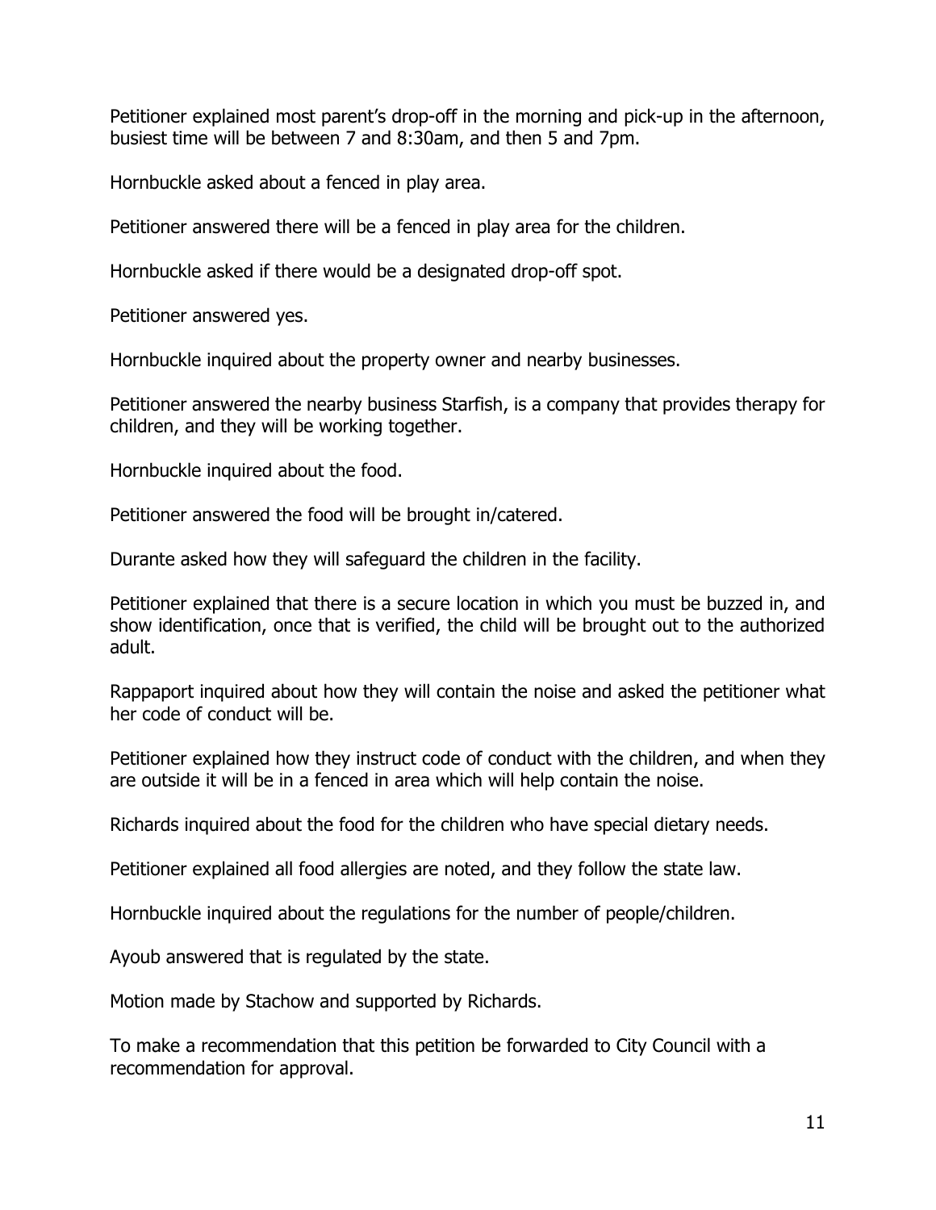Petitioner explained most parent's drop-off in the morning and pick-up in the afternoon, busiest time will be between 7 and 8:30am, and then 5 and 7pm.

Hornbuckle asked about a fenced in play area.

Petitioner answered there will be a fenced in play area for the children.

Hornbuckle asked if there would be a designated drop-off spot.

Petitioner answered yes.

Hornbuckle inquired about the property owner and nearby businesses.

Petitioner answered the nearby business Starfish, is a company that provides therapy for children, and they will be working together.

Hornbuckle inquired about the food.

Petitioner answered the food will be brought in/catered.

Durante asked how they will safeguard the children in the facility.

Petitioner explained that there is a secure location in which you must be buzzed in, and show identification, once that is verified, the child will be brought out to the authorized adult.

Rappaport inquired about how they will contain the noise and asked the petitioner what her code of conduct will be.

Petitioner explained how they instruct code of conduct with the children, and when they are outside it will be in a fenced in area which will help contain the noise.

Richards inquired about the food for the children who have special dietary needs.

Petitioner explained all food allergies are noted, and they follow the state law.

Hornbuckle inquired about the regulations for the number of people/children.

Ayoub answered that is regulated by the state.

Motion made by Stachow and supported by Richards.

To make a recommendation that this petition be forwarded to City Council with a recommendation for approval.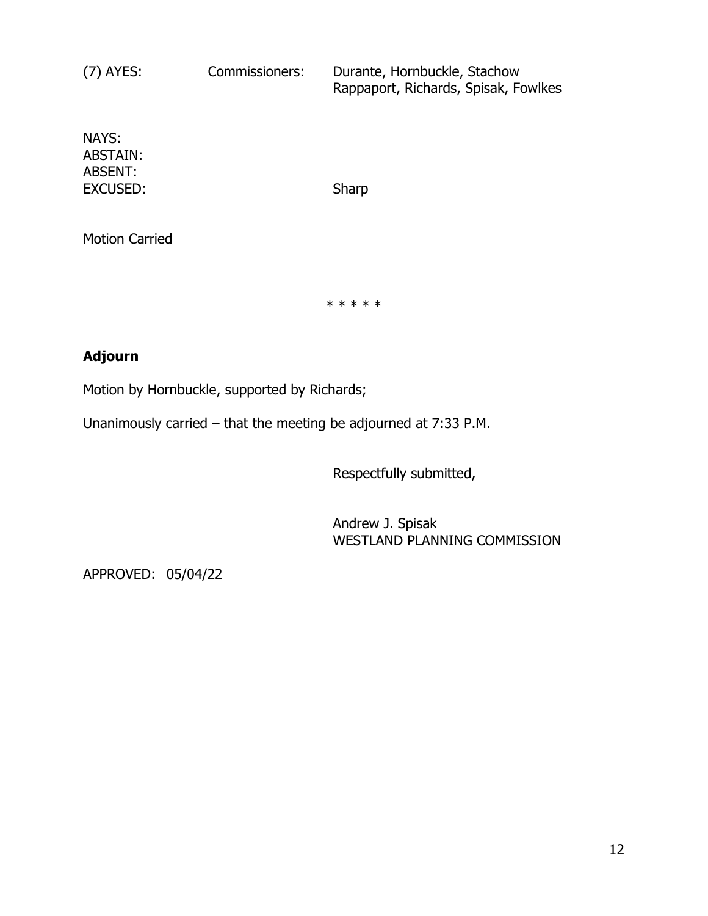| | | |
|---|---|---|
| (7) AYES: | Commissioners: | Durante, Hornbuckle, Stachow Rappaport, Richards, Spisak, Fowlkes |
| NAYS: | | |
| ABSTAIN: | | |
| ABSENT: | | |
| EXCUSED: | | Sharp |

Motion Carried

\* \* \* \* \*

**Adjourn**

Motion by Hornbuckle, supported by Richards;

Unanimously carried – that the meeting be adjourned at 7:33 P.M.

Respectfully submitted,

Andrew J. Spisak
WESTLAND PLANNING COMMISSION

APPROVED: 05/04/22